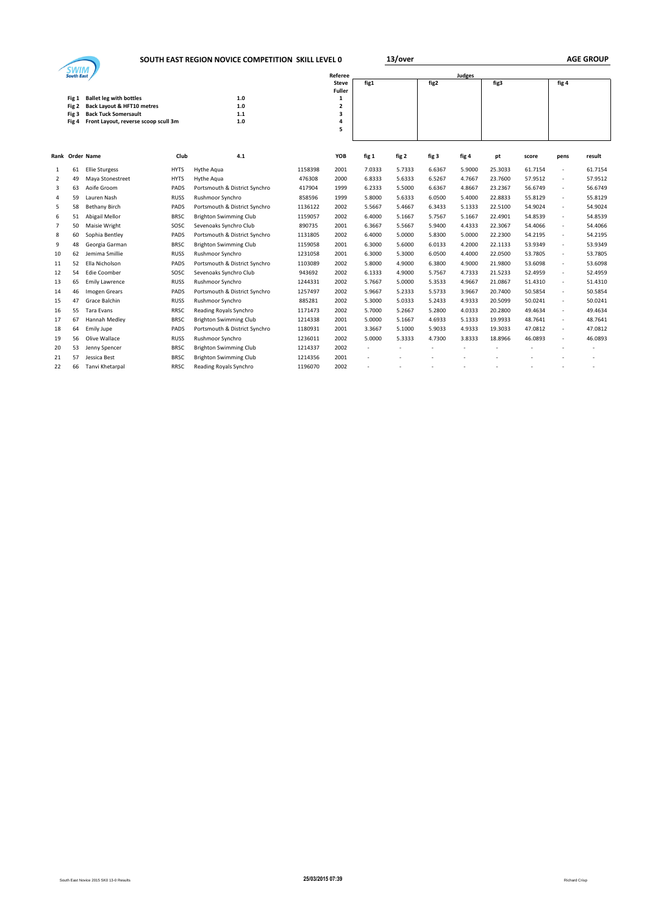# SOUTH EAST REGION NOVICE COMPETITION SKILL LEVEL 0

**13/over** **AGE GROUP**

| | | | Referee | Judges | | | |
|---|---|---|---|---|---|---|---|
| | | | Steve Fuller | fig1 | fig2 | fig3 | fig 4 |
| **Fig 1** | **Ballet leg with bottles** | **1.0** | **1** | | | | |
| **Fig 2** | **Back Layout & HFT10 metres** | **1.0** | **2** | | | | |
| **Fig 3** | **Back Tuck Somersault** | **1.1** | **3** | | | | |
| **Fig 4** | **Front Layout, reverse scoop scull 3m** | **1.0** | **4** | | | | |
| | | | **5** | | | | |

| Rank | Order | Name | Club | 4.1 | | YOB | fig 1 | fig 2 | fig 3 | fig 4 | pt | score | pens | result |
|---|---|---|---|---|---|---|---|---|---|---|---|---|---|---|
| 1 | 61 | Ellie Sturgess | HYTS | Hythe Aqua | 1158398 | 2001 | 7.0333 | 5.7333 | 6.6367 | 5.9000 | 25.3033 | 61.7154 | - | 61.7154 |
| 2 | 49 | Maya Stonestreet | HYTS | Hythe Aqua | 476308 | 2000 | 6.8333 | 5.6333 | 6.5267 | 4.7667 | 23.7600 | 57.9512 | - | 57.9512 |
| 3 | 63 | Aoife Groom | PADS | Portsmouth & District Synchro | 417904 | 1999 | 6.2333 | 5.5000 | 6.6367 | 4.8667 | 23.2367 | 56.6749 | - | 56.6749 |
| 4 | 59 | Lauren Nash | RUSS | Rushmoor Synchro | 858596 | 1999 | 5.8000 | 5.6333 | 6.0500 | 5.4000 | 22.8833 | 55.8129 | - | 55.8129 |
| 5 | 58 | Bethany Birch | PADS | Portsmouth & District Synchro | 1136122 | 2002 | 5.5667 | 5.4667 | 6.3433 | 5.1333 | 22.5100 | 54.9024 | - | 54.9024 |
| 6 | 51 | Abigail Mellor | BRSC | Brighton Swimming Club | 1159057 | 2002 | 6.4000 | 5.1667 | 5.7567 | 5.1667 | 22.4901 | 54.8539 | - | 54.8539 |
| 7 | 50 | Maisie Wright | SOSC | Sevenoaks Synchro Club | 890735 | 2001 | 6.3667 | 5.5667 | 5.9400 | 4.4333 | 22.3067 | 54.4066 | - | 54.4066 |
| 8 | 60 | Sophia Bentley | PADS | Portsmouth & District Synchro | 1131805 | 2002 | 6.4000 | 5.0000 | 5.8300 | 5.0000 | 22.2300 | 54.2195 | - | 54.2195 |
| 9 | 48 | Georgia Garman | BRSC | Brighton Swimming Club | 1159058 | 2001 | 6.3000 | 5.6000 | 6.0133 | 4.2000 | 22.1133 | 53.9349 | - | 53.9349 |
| 10 | 62 | Jemima Smillie | RUSS | Rushmoor Synchro | 1231058 | 2001 | 6.3000 | 5.3000 | 6.0500 | 4.4000 | 22.0500 | 53.7805 | - | 53.7805 |
| 11 | 52 | Ella Nicholson | PADS | Portsmouth & District Synchro | 1103089 | 2002 | 5.8000 | 4.9000 | 6.3800 | 4.9000 | 21.9800 | 53.6098 | - | 53.6098 |
| 12 | 54 | Edie Coomber | SOSC | Sevenoaks Synchro Club | 943692 | 2002 | 6.1333 | 4.9000 | 5.7567 | 4.7333 | 21.5233 | 52.4959 | - | 52.4959 |
| 13 | 65 | Emily Lawrence | RUSS | Rushmoor Synchro | 1244331 | 2002 | 5.7667 | 5.0000 | 5.3533 | 4.9667 | 21.0867 | 51.4310 | - | 51.4310 |
| 14 | 46 | Imogen Grears | PADS | Portsmouth & District Synchro | 1257497 | 2002 | 5.9667 | 5.2333 | 5.5733 | 3.9667 | 20.7400 | 50.5854 | - | 50.5854 |
| 15 | 47 | Grace Balchin | RUSS | Rushmoor Synchro | 885281 | 2002 | 5.3000 | 5.0333 | 5.2433 | 4.9333 | 20.5099 | 50.0241 | - | 50.0241 |
| 16 | 55 | Tara Evans | RRSC | Reading Royals Synchro | 1171473 | 2002 | 5.7000 | 5.2667 | 5.2800 | 4.0333 | 20.2800 | 49.4634 | - | 49.4634 |
| 17 | 67 | Hannah Medley | BRSC | Brighton Swimming Club | 1214338 | 2001 | 5.0000 | 5.1667 | 4.6933 | 5.1333 | 19.9933 | 48.7641 | - | 48.7641 |
| 18 | 64 | Emily Jupe | PADS | Portsmouth & District Synchro | 1180931 | 2001 | 3.3667 | 5.1000 | 5.9033 | 4.9333 | 19.3033 | 47.0812 | - | 47.0812 |
| 19 | 56 | Olive Wallace | RUSS | Rushmoor Synchro | 1236011 | 2002 | 5.0000 | 5.3333 | 4.7300 | 3.8333 | 18.8966 | 46.0893 | - | 46.0893 |
| 20 | 53 | Jenny Spencer | BRSC | Brighton Swimming Club | 1214337 | 2002 | - | - | - | - | - | - | - | - |
| 21 | 57 | Jessica Best | BRSC | Brighton Swimming Club | 1214356 | 2001 | - | - | - | - | - | - | - | - |
| 22 | 66 | Tanvi Khetarpal | RRSC | Reading Royals Synchro | 1196070 | 2002 | - | - | - | - | - | - | - | - |

South East Novice 2015 SK0 13-0 Results **25/03/2015 07:39** Richard Crisp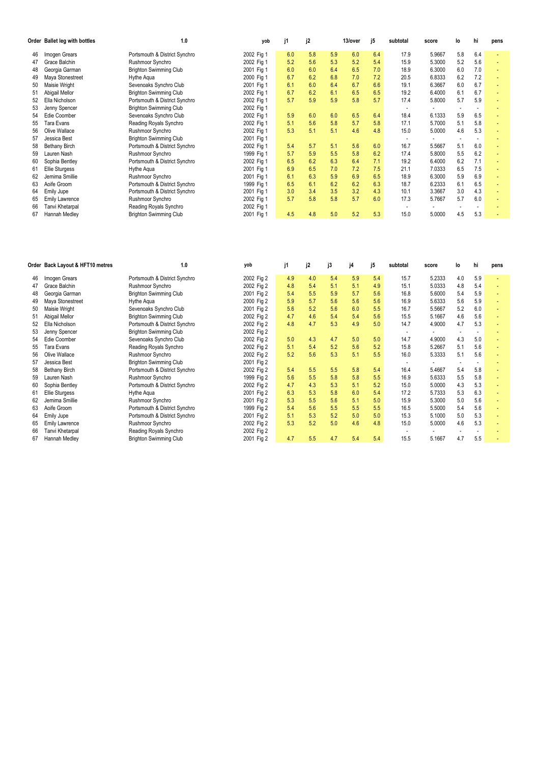| Order | Ballet leg with bottles | 1.0 | yob | | j1 | j2 | | 13/over | j5 | subtotal | score | lo | hi | pens |
|---|---|---|---|---|---|---|---|---|---|---|---|---|---|---|
| 46 | Imogen Grears | Portsmouth & District Synchro | 2002 | Fig 1 | 6.0 | 5.8 | 5.9 | 6.0 | 6.4 | 17.9 | 5.9667 | 5.8 | 6.4 | - |
| 47 | Grace Balchin | Rushmoor Synchro | 2002 | Fig 1 | 5.2 | 5.6 | 5.3 | 5.2 | 5.4 | 15.9 | 5.3000 | 5.2 | 5.6 | - |
| 48 | Georgia Garman | Brighton Swimming Club | 2001 | Fig 1 | 6.0 | 6.0 | 6.4 | 6.5 | 7.0 | 18.9 | 6.3000 | 6.0 | 7.0 | - |
| 49 | Maya Stonestreet | Hythe Aqua | 2000 | Fig 1 | 6.7 | 6.2 | 6.8 | 7.0 | 7.2 | 20.5 | 6.8333 | 6.2 | 7.2 | - |
| 50 | Maisie Wright | Sevenoaks Synchro Club | 2001 | Fig 1 | 6.1 | 6.0 | 6.4 | 6.7 | 6.6 | 19.1 | 6.3667 | 6.0 | 6.7 | - |
| 51 | Abigail Mellor | Brighton Swimming Club | 2002 | Fig 1 | 6.7 | 6.2 | 6.1 | 6.5 | 6.5 | 19.2 | 6.4000 | 6.1 | 6.7 | - |
| 52 | Ella Nicholson | Portsmouth & District Synchro | 2002 | Fig 1 | 5.7 | 5.9 | 5.9 | 5.8 | 5.7 | 17.4 | 5.8000 | 5.7 | 5.9 | - |
| 53 | Jenny Spencer | Brighton Swimming Club | 2002 | Fig 1 | | | | | | - | - | - | - | - |
| 54 | Edie Coomber | Sevenoaks Synchro Club | 2002 | Fig 1 | 5.9 | 6.0 | 6.0 | 6.5 | 6.4 | 18.4 | 6.1333 | 5.9 | 6.5 | - |
| 55 | Tara Evans | Reading Royals Synchro | 2002 | Fig 1 | 5.1 | 5.6 | 5.8 | 5.7 | 5.8 | 17.1 | 5.7000 | 5.1 | 5.8 | - |
| 56 | Olive Wallace | Rushmoor Synchro | 2002 | Fig 1 | 5.3 | 5.1 | 5.1 | 4.6 | 4.8 | 15.0 | 5.0000 | 4.6 | 5.3 | - |
| 57 | Jessica Best | Brighton Swimming Club | 2001 | Fig 1 | | | | | | - | - | - | - | - |
| 58 | Bethany Birch | Portsmouth & District Synchro | 2002 | Fig 1 | 5.4 | 5.7 | 5.1 | 5.6 | 6.0 | 16.7 | 5.5667 | 5.1 | 6.0 | - |
| 59 | Lauren Nash | Rushmoor Synchro | 1999 | Fig 1 | 5.7 | 5.9 | 5.5 | 5.8 | 6.2 | 17.4 | 5.8000 | 5.5 | 6.2 | - |
| 60 | Sophia Bentley | Portsmouth & District Synchro | 2002 | Fig 1 | 6.5 | 6.2 | 6.3 | 6.4 | 7.1 | 19.2 | 6.4000 | 6.2 | 7.1 | - |
| 61 | Ellie Sturgess | Hythe Aqua | 2001 | Fig 1 | 6.9 | 6.5 | 7.0 | 7.2 | 7.5 | 21.1 | 7.0333 | 6.5 | 7.5 | - |
| 62 | Jemima Smillie | Rushmoor Synchro | 2001 | Fig 1 | 6.1 | 6.3 | 5.9 | 6.9 | 6.5 | 18.9 | 6.3000 | 5.9 | 6.9 | - |
| 63 | Aoife Groom | Portsmouth & District Synchro | 1999 | Fig 1 | 6.5 | 6.1 | 6.2 | 6.2 | 6.3 | 18.7 | 6.2333 | 6.1 | 6.5 | - |
| 64 | Emily Jupe | Portsmouth & District Synchro | 2001 | Fig 1 | 3.0 | 3.4 | 3.5 | 3.2 | 4.3 | 10.1 | 3.3667 | 3.0 | 4.3 | - |
| 65 | Emily Lawrence | Rushmoor Synchro | 2002 | Fig 1 | 5.7 | 5.8 | 5.8 | 5.7 | 6.0 | 17.3 | 5.7667 | 5.7 | 6.0 | - |
| 66 | Tanvi Khetarpal | Reading Royals Synchro | 2002 | Fig 1 | | | | | | - | - | - | - | - |
| 67 | Hannah Medley | Brighton Swimming Club | 2001 | Fig 1 | 4.5 | 4.8 | 5.0 | 5.2 | 5.3 | 15.0 | 5.0000 | 4.5 | 5.3 | - |

| Order | Back Layout & HFT10 metres | 1.0 | yob | | j1 | j2 | j3 | j4 | j5 | subtotal | score | lo | hi | pens |
|---|---|---|---|---|---|---|---|---|---|---|---|---|---|---|
| 46 | Imogen Grears | Portsmouth & District Synchro | 2002 | Fig 2 | 4.9 | 4.0 | 5.4 | 5.9 | 5.4 | 15.7 | 5.2333 | 4.0 | 5.9 | - |
| 47 | Grace Balchin | Rushmoor Synchro | 2002 | Fig 2 | 4.8 | 5.4 | 5.1 | 5.1 | 4.9 | 15.1 | 5.0333 | 4.8 | 5.4 | - |
| 48 | Georgia Garman | Brighton Swimming Club | 2001 | Fig 2 | 5.4 | 5.5 | 5.9 | 5.7 | 5.6 | 16.8 | 5.6000 | 5.4 | 5.9 | - |
| 49 | Maya Stonestreet | Hythe Aqua | 2000 | Fig 2 | 5.9 | 5.7 | 5.6 | 5.6 | 5.6 | 16.9 | 5.6333 | 5.6 | 5.9 | - |
| 50 | Maisie Wright | Sevenoaks Synchro Club | 2001 | Fig 2 | 5.6 | 5.2 | 5.6 | 6.0 | 5.5 | 16.7 | 5.5667 | 5.2 | 6.0 | - |
| 51 | Abigail Mellor | Brighton Swimming Club | 2002 | Fig 2 | 4.7 | 4.6 | 5.4 | 5.4 | 5.6 | 15.5 | 5.1667 | 4.6 | 5.6 | - |
| 52 | Ella Nicholson | Portsmouth & District Synchro | 2002 | Fig 2 | 4.8 | 4.7 | 5.3 | 4.9 | 5.0 | 14.7 | 4.9000 | 4.7 | 5.3 | - |
| 53 | Jenny Spencer | Brighton Swimming Club | 2002 | Fig 2 | | | | | | - | - | - | - | - |
| 54 | Edie Coomber | Sevenoaks Synchro Club | 2002 | Fig 2 | 5.0 | 4.3 | 4.7 | 5.0 | 5.0 | 14.7 | 4.9000 | 4.3 | 5.0 | - |
| 55 | Tara Evans | Reading Royals Synchro | 2002 | Fig 2 | 5.1 | 5.4 | 5.2 | 5.6 | 5.2 | 15.8 | 5.2667 | 5.1 | 5.6 | - |
| 56 | Olive Wallace | Rushmoor Synchro | 2002 | Fig 2 | 5.2 | 5.6 | 5.3 | 5.1 | 5.5 | 16.0 | 5.3333 | 5.1 | 5.6 | - |
| 57 | Jessica Best | Brighton Swimming Club | 2001 | Fig 2 | | | | | | - | - | - | - | - |
| 58 | Bethany Birch | Portsmouth & District Synchro | 2002 | Fig 2 | 5.4 | 5.5 | 5.5 | 5.8 | 5.4 | 16.4 | 5.4667 | 5.4 | 5.8 | - |
| 59 | Lauren Nash | Rushmoor Synchro | 1999 | Fig 2 | 5.6 | 5.5 | 5.8 | 5.8 | 5.5 | 16.9 | 5.6333 | 5.5 | 5.8 | - |
| 60 | Sophia Bentley | Portsmouth & District Synchro | 2002 | Fig 2 | 4.7 | 4.3 | 5.3 | 5.1 | 5.2 | 15.0 | 5.0000 | 4.3 | 5.3 | - |
| 61 | Ellie Sturgess | Hythe Aqua | 2001 | Fig 2 | 6.3 | 5.3 | 5.8 | 6.0 | 5.4 | 17.2 | 5.7333 | 5.3 | 6.3 | - |
| 62 | Jemima Smillie | Rushmoor Synchro | 2001 | Fig 2 | 5.3 | 5.5 | 5.6 | 5.1 | 5.0 | 15.9 | 5.3000 | 5.0 | 5.6 | - |
| 63 | Aoife Groom | Portsmouth & District Synchro | 1999 | Fig 2 | 5.4 | 5.6 | 5.5 | 5.5 | 5.5 | 16.5 | 5.5000 | 5.4 | 5.6 | - |
| 64 | Emily Jupe | Portsmouth & District Synchro | 2001 | Fig 2 | 5.1 | 5.3 | 5.2 | 5.0 | 5.0 | 15.3 | 5.1000 | 5.0 | 5.3 | - |
| 65 | Emily Lawrence | Rushmoor Synchro | 2002 | Fig 2 | 5.3 | 5.2 | 5.0 | 4.6 | 4.8 | 15.0 | 5.0000 | 4.6 | 5.3 | - |
| 66 | Tanvi Khetarpal | Reading Royals Synchro | 2002 | Fig 2 | | | | | | - | - | - | - | - |
| 67 | Hannah Medley | Brighton Swimming Club | 2001 | Fig 2 | 4.7 | 5.5 | 4.7 | 5.4 | 5.4 | 15.5 | 5.1667 | 4.7 | 5.5 | - |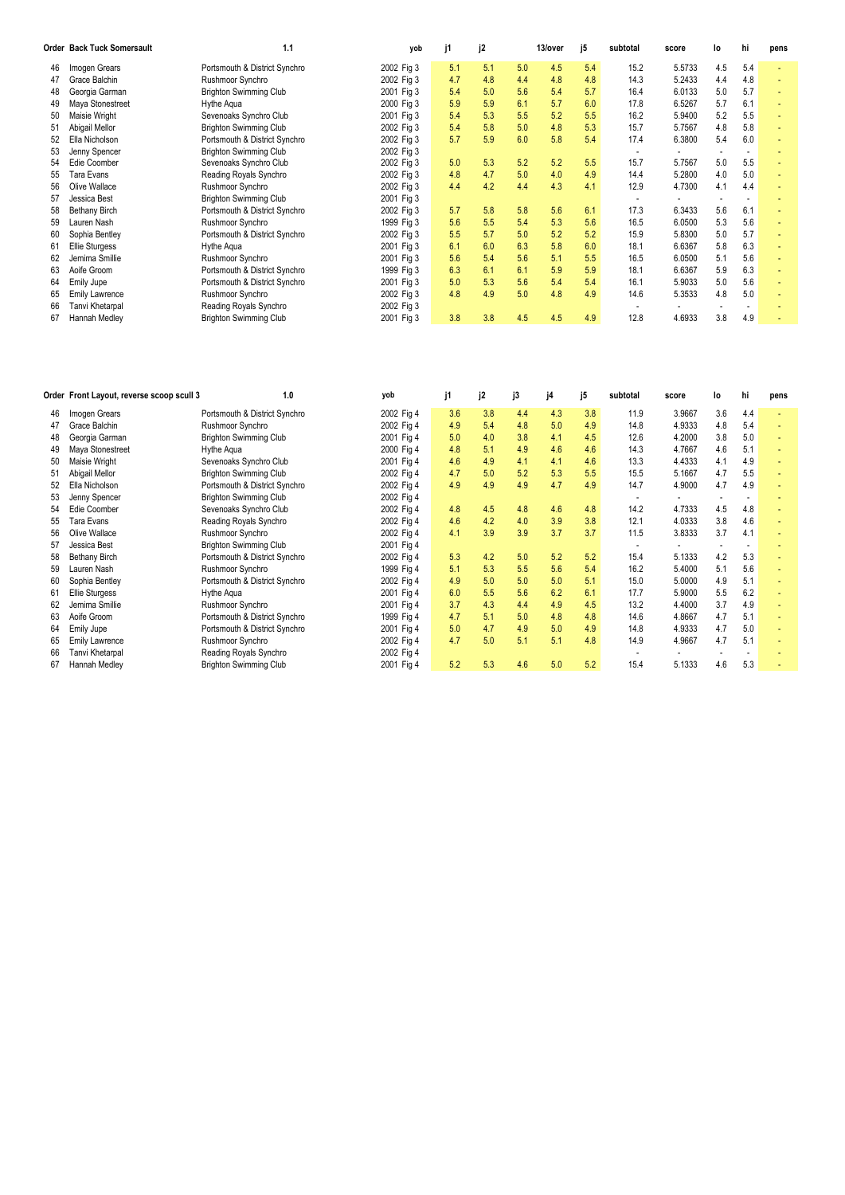| Order | Back Tuck Somersault | 1.1 | yob | | j1 | j2 | | 13/over | j5 | subtotal | score | lo | hi | pens |
|---|---|---|---|---|---|---|---|---|---|---|---|---|---|---|
| 46 | Imogen Grears | Portsmouth & District Synchro | 2002 | Fig 3 | 5.1 | 5.1 | 5.0 | 4.5 | 5.4 | 15.2 | 5.5733 | 4.5 | 5.4 | - |
| 47 | Grace Balchin | Rushmoor Synchro | 2002 | Fig 3 | 4.7 | 4.8 | 4.4 | 4.8 | 4.8 | 14.3 | 5.2433 | 4.4 | 4.8 | - |
| 48 | Georgia Garman | Brighton Swimming Club | 2001 | Fig 3 | 5.4 | 5.0 | 5.6 | 5.4 | 5.7 | 16.4 | 6.0133 | 5.0 | 5.7 | - |
| 49 | Maya Stonestreet | Hythe Aqua | 2000 | Fig 3 | 5.9 | 5.9 | 6.1 | 5.7 | 6.0 | 17.8 | 6.5267 | 5.7 | 6.1 | - |
| 50 | Maisie Wright | Sevenoaks Synchro Club | 2001 | Fig 3 | 5.4 | 5.3 | 5.5 | 5.2 | 5.5 | 16.2 | 5.9400 | 5.2 | 5.5 | - |
| 51 | Abigail Mellor | Brighton Swimming Club | 2002 | Fig 3 | 5.4 | 5.8 | 5.0 | 4.8 | 5.3 | 15.7 | 5.7567 | 4.8 | 5.8 | - |
| 52 | Ella Nicholson | Portsmouth & District Synchro | 2002 | Fig 3 | 5.7 | 5.9 | 6.0 | 5.8 | 5.4 | 17.4 | 6.3800 | 5.4 | 6.0 | - |
| 53 | Jenny Spencer | Brighton Swimming Club | 2002 | Fig 3 | | | | | | - | - | - | - | - |
| 54 | Edie Coomber | Sevenoaks Synchro Club | 2002 | Fig 3 | 5.0 | 5.3 | 5.2 | 5.2 | 5.5 | 15.7 | 5.7567 | 5.0 | 5.5 | - |
| 55 | Tara Evans | Reading Royals Synchro | 2002 | Fig 3 | 4.8 | 4.7 | 5.0 | 4.0 | 4.9 | 14.4 | 5.2800 | 4.0 | 5.0 | - |
| 56 | Olive Wallace | Rushmoor Synchro | 2002 | Fig 3 | 4.4 | 4.2 | 4.4 | 4.3 | 4.1 | 12.9 | 4.7300 | 4.1 | 4.4 | - |
| 57 | Jessica Best | Brighton Swimming Club | 2001 | Fig 3 | | | | | | - | - | - | - | - |
| 58 | Bethany Birch | Portsmouth & District Synchro | 2002 | Fig 3 | 5.7 | 5.8 | 5.8 | 5.6 | 6.1 | 17.3 | 6.3433 | 5.6 | 6.1 | - |
| 59 | Lauren Nash | Rushmoor Synchro | 1999 | Fig 3 | 5.6 | 5.5 | 5.4 | 5.3 | 5.6 | 16.5 | 6.0500 | 5.3 | 5.6 | - |
| 60 | Sophia Bentley | Portsmouth & District Synchro | 2002 | Fig 3 | 5.5 | 5.7 | 5.0 | 5.2 | 5.2 | 15.9 | 5.8300 | 5.0 | 5.7 | - |
| 61 | Ellie Sturgess | Hythe Aqua | 2001 | Fig 3 | 6.1 | 6.0 | 6.3 | 5.8 | 6.0 | 18.1 | 6.6367 | 5.8 | 6.3 | - |
| 62 | Jemima Smillie | Rushmoor Synchro | 2001 | Fig 3 | 5.6 | 5.4 | 5.6 | 5.1 | 5.5 | 16.5 | 6.0500 | 5.1 | 5.6 | - |
| 63 | Aoife Groom | Portsmouth & District Synchro | 1999 | Fig 3 | 6.3 | 6.1 | 6.1 | 5.9 | 5.9 | 18.1 | 6.6367 | 5.9 | 6.3 | - |
| 64 | Emily Jupe | Portsmouth & District Synchro | 2001 | Fig 3 | 5.0 | 5.3 | 5.6 | 5.4 | 5.4 | 16.1 | 5.9033 | 5.0 | 5.6 | - |
| 65 | Emily Lawrence | Rushmoor Synchro | 2002 | Fig 3 | 4.8 | 4.9 | 5.0 | 4.8 | 4.9 | 14.6 | 5.3533 | 4.8 | 5.0 | - |
| 66 | Tanvi Khetarpal | Reading Royals Synchro | 2002 | Fig 3 | | | | | | - | - | - | - | - |
| 67 | Hannah Medley | Brighton Swimming Club | 2001 | Fig 3 | 3.8 | 3.8 | 4.5 | 4.5 | 4.9 | 12.8 | 4.6933 | 3.8 | 4.9 | - |

| Order | Front Layout, reverse scoop scull 3 | 1.0 | yob | | j1 | j2 | j3 | j4 | j5 | subtotal | score | lo | hi | pens |
|---|---|---|---|---|---|---|---|---|---|---|---|---|---|---|
| 46 | Imogen Grears | Portsmouth & District Synchro | 2002 | Fig 4 | 3.6 | 3.8 | 4.4 | 4.3 | 3.8 | 11.9 | 3.9667 | 3.6 | 4.4 | - |
| 47 | Grace Balchin | Rushmoor Synchro | 2002 | Fig 4 | 4.9 | 5.4 | 4.8 | 5.0 | 4.9 | 14.8 | 4.9333 | 4.8 | 5.4 | - |
| 48 | Georgia Garman | Brighton Swimming Club | 2001 | Fig 4 | 5.0 | 4.0 | 3.8 | 4.1 | 4.5 | 12.6 | 4.2000 | 3.8 | 5.0 | - |
| 49 | Maya Stonestreet | Hythe Aqua | 2000 | Fig 4 | 4.8 | 5.1 | 4.9 | 4.6 | 4.6 | 14.3 | 4.7667 | 4.6 | 5.1 | - |
| 50 | Maisie Wright | Sevenoaks Synchro Club | 2001 | Fig 4 | 4.6 | 4.9 | 4.1 | 4.1 | 4.6 | 13.3 | 4.4333 | 4.1 | 4.9 | - |
| 51 | Abigail Mellor | Brighton Swimming Club | 2002 | Fig 4 | 4.7 | 5.0 | 5.2 | 5.3 | 5.5 | 15.5 | 5.1667 | 4.7 | 5.5 | - |
| 52 | Ella Nicholson | Portsmouth & District Synchro | 2002 | Fig 4 | 4.9 | 4.9 | 4.9 | 4.7 | 4.9 | 14.7 | 4.9000 | 4.7 | 4.9 | - |
| 53 | Jenny Spencer | Brighton Swimming Club | 2002 | Fig 4 | | | | | | - | - | - | - | - |
| 54 | Edie Coomber | Sevenoaks Synchro Club | 2002 | Fig 4 | 4.8 | 4.5 | 4.8 | 4.6 | 4.8 | 14.2 | 4.7333 | 4.5 | 4.8 | - |
| 55 | Tara Evans | Reading Royals Synchro | 2002 | Fig 4 | 4.6 | 4.2 | 4.0 | 3.9 | 3.8 | 12.1 | 4.0333 | 3.8 | 4.6 | - |
| 56 | Olive Wallace | Rushmoor Synchro | 2002 | Fig 4 | 4.1 | 3.9 | 3.9 | 3.7 | 3.7 | 11.5 | 3.8333 | 3.7 | 4.1 | - |
| 57 | Jessica Best | Brighton Swimming Club | 2001 | Fig 4 | | | | | | - | - | - | - | - |
| 58 | Bethany Birch | Portsmouth & District Synchro | 2002 | Fig 4 | 5.3 | 4.2 | 5.0 | 5.2 | 5.2 | 15.4 | 5.1333 | 4.2 | 5.3 | - |
| 59 | Lauren Nash | Rushmoor Synchro | 1999 | Fig 4 | 5.1 | 5.3 | 5.5 | 5.6 | 5.4 | 16.2 | 5.4000 | 5.1 | 5.6 | - |
| 60 | Sophia Bentley | Portsmouth & District Synchro | 2002 | Fig 4 | 4.9 | 5.0 | 5.0 | 5.0 | 5.1 | 15.0 | 5.0000 | 4.9 | 5.1 | - |
| 61 | Ellie Sturgess | Hythe Aqua | 2001 | Fig 4 | 6.0 | 5.5 | 5.6 | 6.2 | 6.1 | 17.7 | 5.9000 | 5.5 | 6.2 | - |
| 62 | Jemima Smillie | Rushmoor Synchro | 2001 | Fig 4 | 3.7 | 4.3 | 4.4 | 4.9 | 4.5 | 13.2 | 4.4000 | 3.7 | 4.9 | - |
| 63 | Aoife Groom | Portsmouth & District Synchro | 1999 | Fig 4 | 4.7 | 5.1 | 5.0 | 4.8 | 4.8 | 14.6 | 4.8667 | 4.7 | 5.1 | - |
| 64 | Emily Jupe | Portsmouth & District Synchro | 2001 | Fig 4 | 5.0 | 4.7 | 4.9 | 5.0 | 4.9 | 14.8 | 4.9333 | 4.7 | 5.0 | - |
| 65 | Emily Lawrence | Rushmoor Synchro | 2002 | Fig 4 | 4.7 | 5.0 | 5.1 | 5.1 | 4.8 | 14.9 | 4.9667 | 4.7 | 5.1 | - |
| 66 | Tanvi Khetarpal | Reading Royals Synchro | 2002 | Fig 4 | | | | | | - | - | - | - | - |
| 67 | Hannah Medley | Brighton Swimming Club | 2001 | Fig 4 | 5.2 | 5.3 | 4.6 | 5.0 | 5.2 | 15.4 | 5.1333 | 4.6 | 5.3 | - |